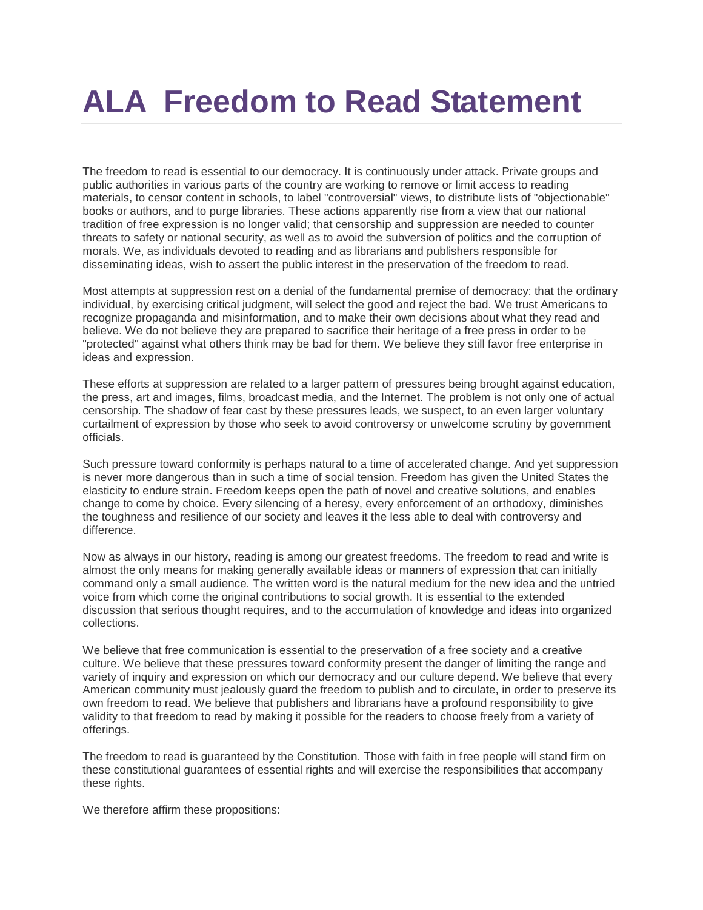# ALA Freedom to Read Statement

The freedom to read is essential to our democracy. It is continuously under attack. Private groups and public authorities in various parts of the country are working to remove or limit access to reading materials, to censor content in schools, to label "controversial" views, to distribute lists of "objectionable" books or authors, and to purge libraries. These actions apparently rise from a view that our national tradition of free expression is no longer valid; that censorship and suppression are needed to counter threats to safety or national security, as well as to avoid the subversion of politics and the corruption of morals. We, as individuals devoted to reading and as librarians and publishers responsible for disseminating ideas, wish to assert the public interest in the preservation of the freedom to read.

Most attempts at suppression rest on a denial of the fundamental premise of democracy: that the ordinary individual, by exercising critical judgment, will select the good and reject the bad. We trust Americans to recognize propaganda and misinformation, and to make their own decisions about what they read and believe. We do not believe they are prepared to sacrifice their heritage of a free press in order to be "protected" against what others think may be bad for them. We believe they still favor free enterprise in ideas and expression.

These efforts at suppression are related to a larger pattern of pressures being brought against education, the press, art and images, films, broadcast media, and the Internet. The problem is not only one of actual censorship. The shadow of fear cast by these pressures leads, we suspect, to an even larger voluntary curtailment of expression by those who seek to avoid controversy or unwelcome scrutiny by government officials.

Such pressure toward conformity is perhaps natural to a time of accelerated change. And yet suppression is never more dangerous than in such a time of social tension. Freedom has given the United States the elasticity to endure strain. Freedom keeps open the path of novel and creative solutions, and enables change to come by choice. Every silencing of a heresy, every enforcement of an orthodoxy, diminishes the toughness and resilience of our society and leaves it the less able to deal with controversy and difference.

Now as always in our history, reading is among our greatest freedoms. The freedom to read and write is almost the only means for making generally available ideas or manners of expression that can initially command only a small audience. The written word is the natural medium for the new idea and the untried voice from which come the original contributions to social growth. It is essential to the extended discussion that serious thought requires, and to the accumulation of knowledge and ideas into organized collections.

We believe that free communication is essential to the preservation of a free society and a creative culture. We believe that these pressures toward conformity present the danger of limiting the range and variety of inquiry and expression on which our democracy and our culture depend. We believe that every American community must jealously guard the freedom to publish and to circulate, in order to preserve its own freedom to read. We believe that publishers and librarians have a profound responsibility to give validity to that freedom to read by making it possible for the readers to choose freely from a variety of offerings.

The freedom to read is guaranteed by the Constitution. Those with faith in free people will stand firm on these constitutional guarantees of essential rights and will exercise the responsibilities that accompany these rights.

We therefore affirm these propositions: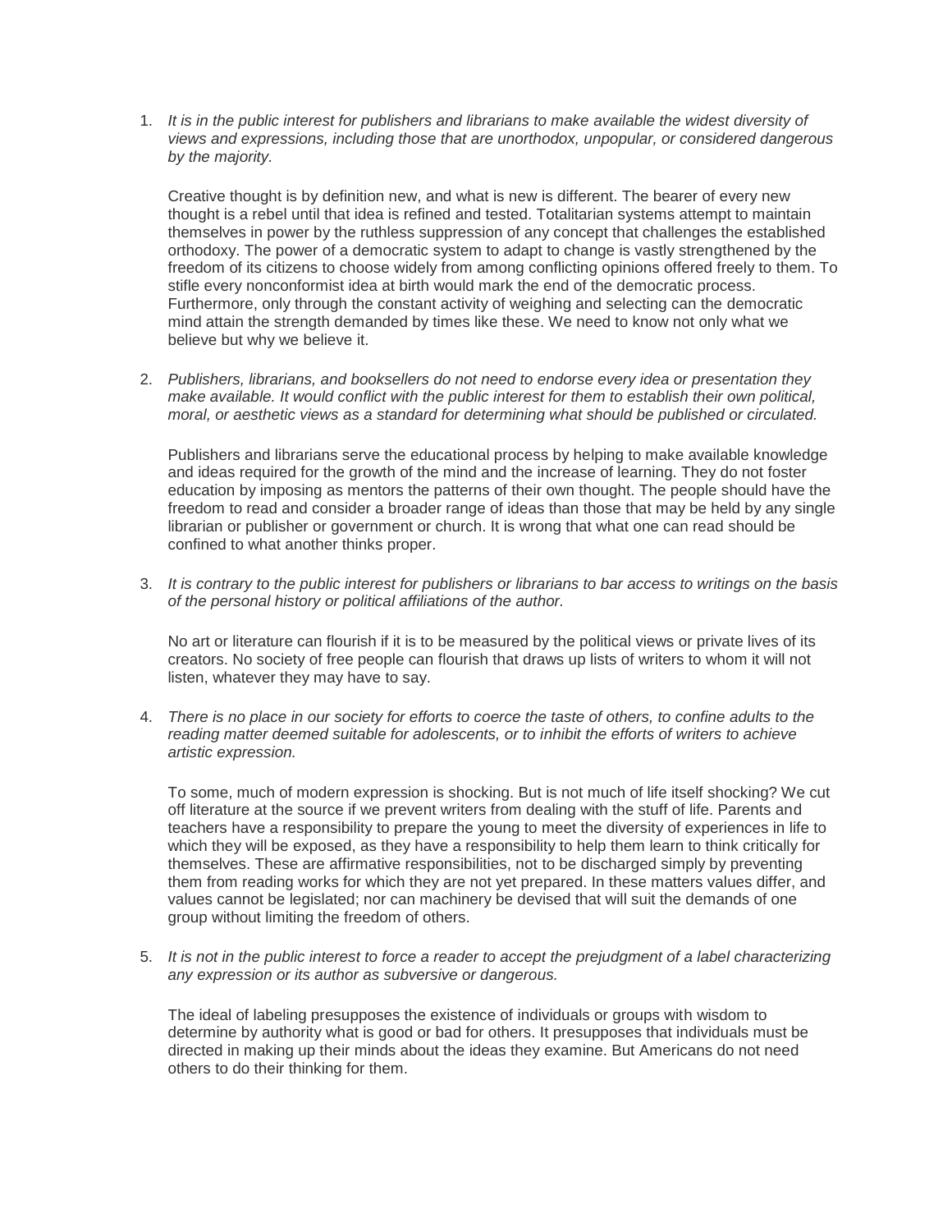1. *It is in the public interest for publishers and librarians to make available the widest diversity of views and expressions, including those that are unorthodox, unpopular, or considered dangerous by the majority.*

   Creative thought is by definition new, and what is new is different. The bearer of every new thought is a rebel until that idea is refined and tested. Totalitarian systems attempt to maintain themselves in power by the ruthless suppression of any concept that challenges the established orthodoxy. The power of a democratic system to adapt to change is vastly strengthened by the freedom of its citizens to choose widely from among conflicting opinions offered freely to them. To stifle every nonconformist idea at birth would mark the end of the democratic process. Furthermore, only through the constant activity of weighing and selecting can the democratic mind attain the strength demanded by times like these. We need to know not only what we believe but why we believe it.

2. *Publishers, librarians, and booksellers do not need to endorse every idea or presentation they make available. It would conflict with the public interest for them to establish their own political, moral, or aesthetic views as a standard for determining what should be published or circulated.*

   Publishers and librarians serve the educational process by helping to make available knowledge and ideas required for the growth of the mind and the increase of learning. They do not foster education by imposing as mentors the patterns of their own thought. The people should have the freedom to read and consider a broader range of ideas than those that may be held by any single librarian or publisher or government or church. It is wrong that what one can read should be confined to what another thinks proper.

3. *It is contrary to the public interest for publishers or librarians to bar access to writings on the basis of the personal history or political affiliations of the author.*

   No art or literature can flourish if it is to be measured by the political views or private lives of its creators. No society of free people can flourish that draws up lists of writers to whom it will not listen, whatever they may have to say.

4. *There is no place in our society for efforts to coerce the taste of others, to confine adults to the reading matter deemed suitable for adolescents, or to inhibit the efforts of writers to achieve artistic expression.*

   To some, much of modern expression is shocking. But is not much of life itself shocking? We cut off literature at the source if we prevent writers from dealing with the stuff of life. Parents and teachers have a responsibility to prepare the young to meet the diversity of experiences in life to which they will be exposed, as they have a responsibility to help them learn to think critically for themselves. These are affirmative responsibilities, not to be discharged simply by preventing them from reading works for which they are not yet prepared. In these matters values differ, and values cannot be legislated; nor can machinery be devised that will suit the demands of one group without limiting the freedom of others.

5. *It is not in the public interest to force a reader to accept the prejudgment of a label characterizing any expression or its author as subversive or dangerous.*

   The ideal of labeling presupposes the existence of individuals or groups with wisdom to determine by authority what is good or bad for others. It presupposes that individuals must be directed in making up their minds about the ideas they examine. But Americans do not need others to do their thinking for them.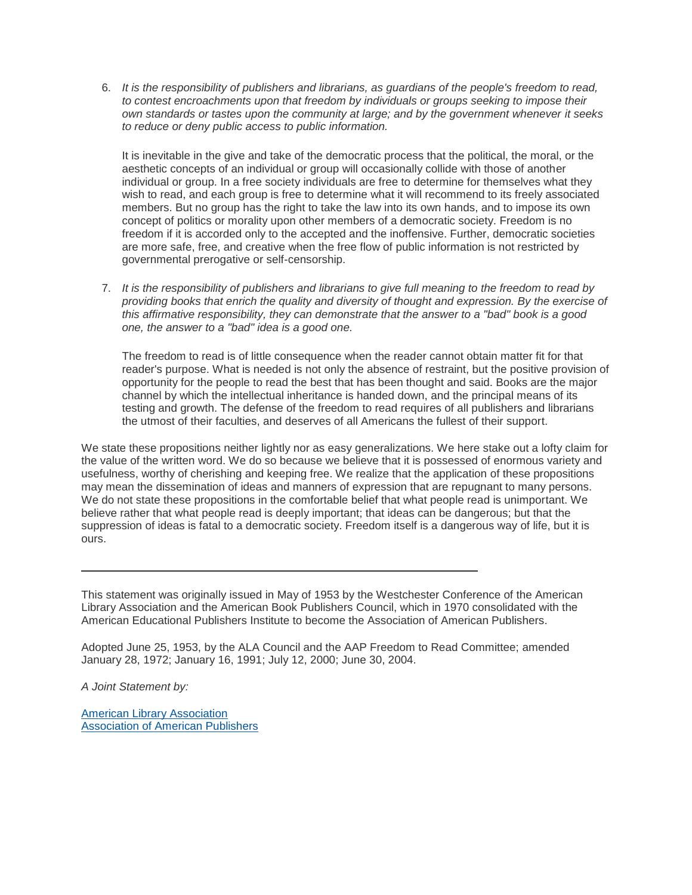6. *It is the responsibility of publishers and librarians, as guardians of the people's freedom to read, to contest encroachments upon that freedom by individuals or groups seeking to impose their own standards or tastes upon the community at large; and by the government whenever it seeks to reduce or deny public access to public information.*

   It is inevitable in the give and take of the democratic process that the political, the moral, or the aesthetic concepts of an individual or group will occasionally collide with those of another individual or group. In a free society individuals are free to determine for themselves what they wish to read, and each group is free to determine what it will recommend to its freely associated members. But no group has the right to take the law into its own hands, and to impose its own concept of politics or morality upon other members of a democratic society. Freedom is no freedom if it is accorded only to the accepted and the inoffensive. Further, democratic societies are more safe, free, and creative when the free flow of public information is not restricted by governmental prerogative or self-censorship.

7. *It is the responsibility of publishers and librarians to give full meaning to the freedom to read by providing books that enrich the quality and diversity of thought and expression. By the exercise of this affirmative responsibility, they can demonstrate that the answer to a "bad" book is a good one, the answer to a "bad" idea is a good one.*

   The freedom to read is of little consequence when the reader cannot obtain matter fit for that reader's purpose. What is needed is not only the absence of restraint, but the positive provision of opportunity for the people to read the best that has been thought and said. Books are the major channel by which the intellectual inheritance is handed down, and the principal means of its testing and growth. The defense of the freedom to read requires of all publishers and librarians the utmost of their faculties, and deserves of all Americans the fullest of their support.

We state these propositions neither lightly nor as easy generalizations. We here stake out a lofty claim for the value of the written word. We do so because we believe that it is possessed of enormous variety and usefulness, worthy of cherishing and keeping free. We realize that the application of these propositions may mean the dissemination of ideas and manners of expression that are repugnant to many persons. We do not state these propositions in the comfortable belief that what people read is unimportant. We believe rather that what people read is deeply important; that ideas can be dangerous; but that the suppression of ideas is fatal to a democratic society. Freedom itself is a dangerous way of life, but it is ours.

---

This statement was originally issued in May of 1953 by the Westchester Conference of the American Library Association and the American Book Publishers Council, which in 1970 consolidated with the American Educational Publishers Institute to become the Association of American Publishers.

Adopted June 25, 1953, by the ALA Council and the AAP Freedom to Read Committee; amended January 28, 1972; January 16, 1991; July 12, 2000; June 30, 2004.

*A Joint Statement by:*

American Library Association
Association of American Publishers